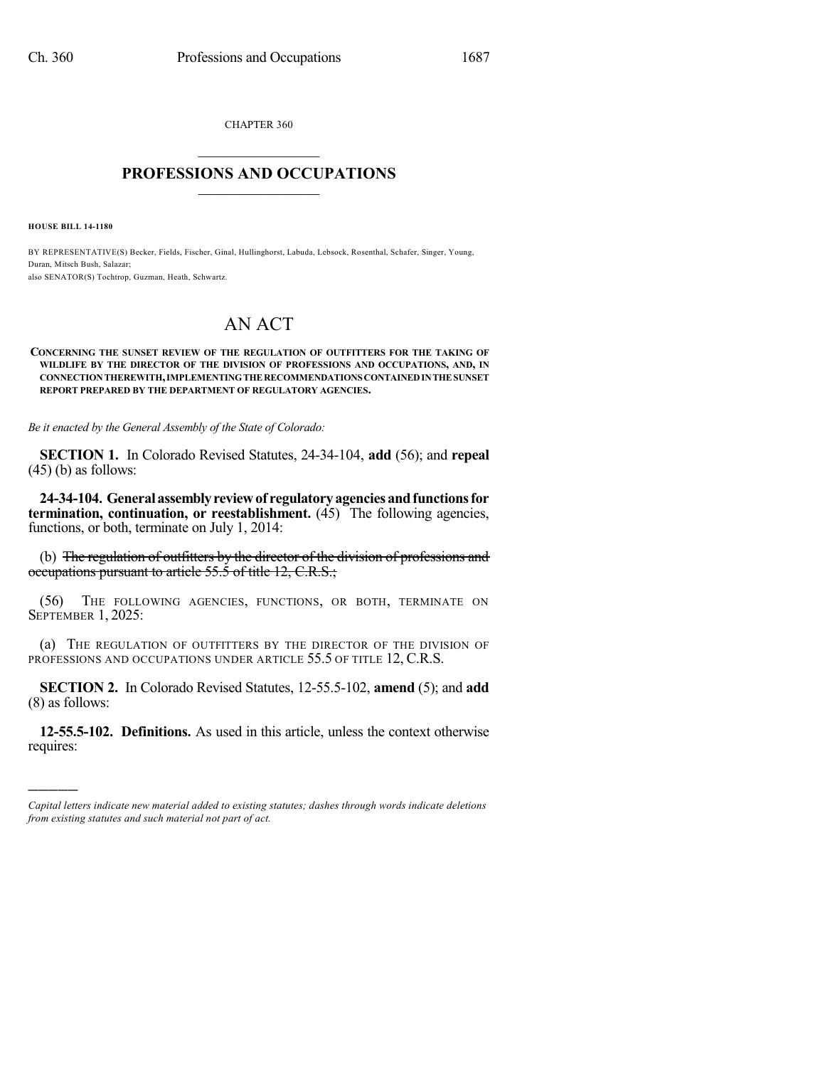CHAPTER 360

# PROFESSIONS AND OCCUPATIONS

**HOUSE BILL 14-1180**

BY REPRESENTATIVE(S) Becker, Fields, Fischer, Ginal, Hullinghorst, Labuda, Lebsock, Rosenthal, Schafer, Singer, Young, Duran, Mitsch Bush, Salazar;
also SENATOR(S) Tochtrop, Guzman, Heath, Schwartz.

# AN ACT

**CONCERNING THE SUNSET REVIEW OF THE REGULATION OF OUTFITTERS FOR THE TAKING OF WILDLIFE BY THE DIRECTOR OF THE DIVISION OF PROFESSIONS AND OCCUPATIONS, AND, IN CONNECTION THEREWITH, IMPLEMENTING THE RECOMMENDATIONS CONTAINED IN THE SUNSET REPORT PREPARED BY THE DEPARTMENT OF REGULATORY AGENCIES.**

*Be it enacted by the General Assembly of the State of Colorado:*

**SECTION 1.** In Colorado Revised Statutes, 24-34-104, **add** (56); and **repeal** (45) (b) as follows:

**24-34-104. General assembly review of regulatory agencies and functions for termination, continuation, or reestablishment.** (45) The following agencies, functions, or both, terminate on July 1, 2014:

(b) ~~The regulation of outfitters by the director of the division of professions and occupations pursuant to article 55.5 of title 12, C.R.S.;~~

(56) THE FOLLOWING AGENCIES, FUNCTIONS, OR BOTH, TERMINATE ON SEPTEMBER 1, 2025:

(a) THE REGULATION OF OUTFITTERS BY THE DIRECTOR OF THE DIVISION OF PROFESSIONS AND OCCUPATIONS UNDER ARTICLE 55.5 OF TITLE 12, C.R.S.

**SECTION 2.** In Colorado Revised Statutes, 12-55.5-102, **amend** (5); and **add** (8) as follows:

**12-55.5-102. Definitions.** As used in this article, unless the context otherwise requires:

---

*Capital letters indicate new material added to existing statutes; dashes through words indicate deletions from existing statutes and such material not part of act.*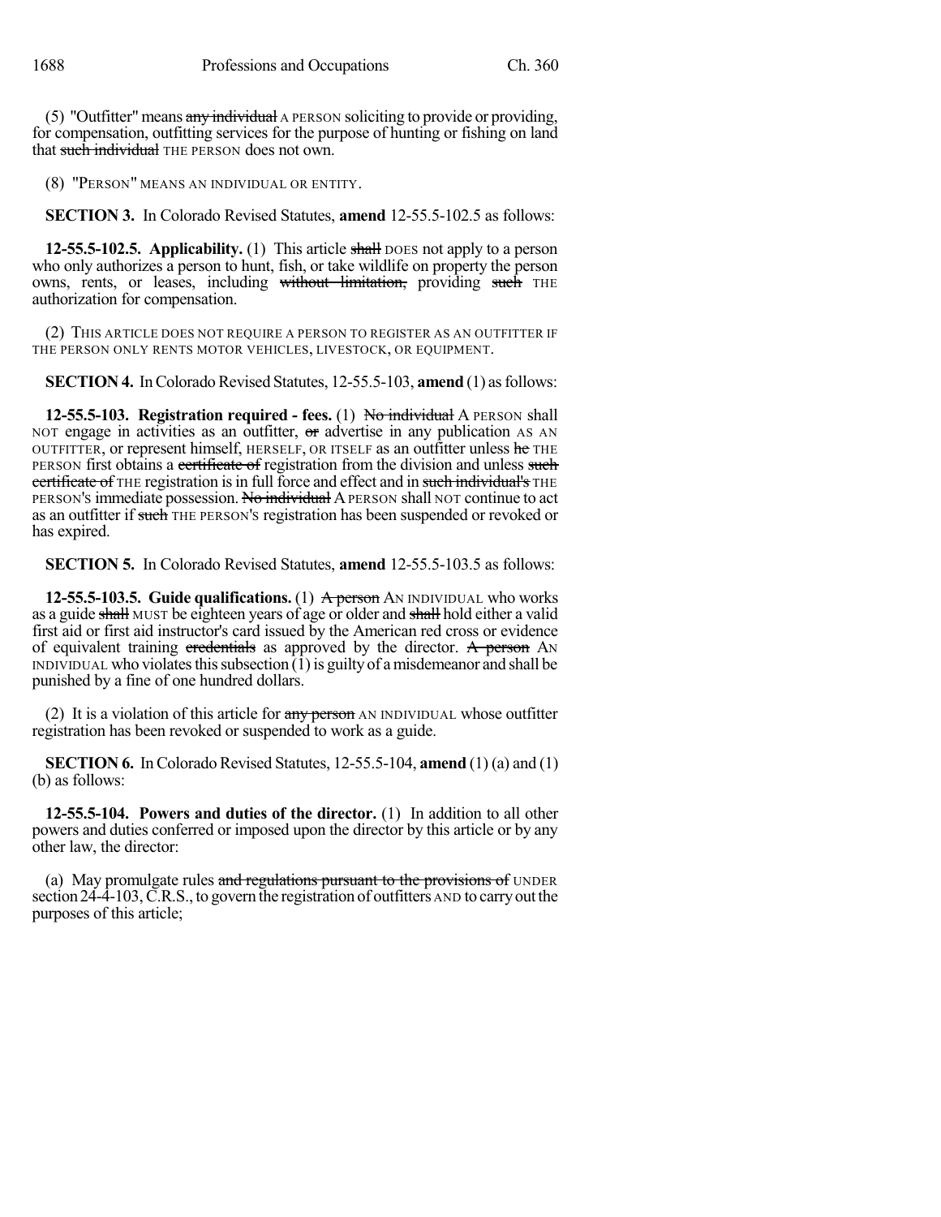(5) "Outfitter" means ~~any individual~~ A PERSON soliciting to provide or providing, for compensation, outfitting services for the purpose of hunting or fishing on land that ~~such individual~~ THE PERSON does not own.

(8) "PERSON" MEANS AN INDIVIDUAL OR ENTITY.

**SECTION 3.** In Colorado Revised Statutes, **amend** 12-55.5-102.5 as follows:

**12-55.5-102.5. Applicability.** (1) This article ~~shall~~ DOES not apply to a person who only authorizes a person to hunt, fish, or take wildlife on property the person owns, rents, or leases, including ~~without limitation,~~ providing ~~such~~ THE authorization for compensation.

(2) THIS ARTICLE DOES NOT REQUIRE A PERSON TO REGISTER AS AN OUTFITTER IF THE PERSON ONLY RENTS MOTOR VEHICLES, LIVESTOCK, OR EQUIPMENT.

**SECTION 4.** In Colorado Revised Statutes, 12-55.5-103, **amend** (1) as follows:

**12-55.5-103. Registration required - fees.** (1) ~~No individual~~ A PERSON shall NOT engage in activities as an outfitter, ~~or~~ advertise in any publication AS AN OUTFITTER, or represent himself, HERSELF, OR ITSELF as an outfitter unless ~~he~~ THE PERSON first obtains a ~~certificate of~~ registration from the division and unless ~~such certificate of~~ THE registration is in full force and effect and in ~~such individual's~~ THE PERSON'S immediate possession. ~~No individual~~ A PERSON shall NOT continue to act as an outfitter if ~~such~~ THE PERSON'S registration has been suspended or revoked or has expired.

**SECTION 5.** In Colorado Revised Statutes, **amend** 12-55.5-103.5 as follows:

**12-55.5-103.5. Guide qualifications.** (1) ~~A person~~ AN INDIVIDUAL who works as a guide ~~shall~~ MUST be eighteen years of age or older and ~~shall~~ hold either a valid first aid or first aid instructor's card issued by the American red cross or evidence of equivalent training ~~credentials~~ as approved by the director. ~~A person~~ AN INDIVIDUAL who violates this subsection (1) is guilty of a misdemeanor and shall be punished by a fine of one hundred dollars.

(2) It is a violation of this article for ~~any person~~ AN INDIVIDUAL whose outfitter registration has been revoked or suspended to work as a guide.

**SECTION 6.** In Colorado Revised Statutes, 12-55.5-104, **amend** (1) (a) and (1) (b) as follows:

**12-55.5-104. Powers and duties of the director.** (1) In addition to all other powers and duties conferred or imposed upon the director by this article or by any other law, the director:

(a) May promulgate rules ~~and regulations pursuant to the provisions of~~ UNDER section 24-4-103, C.R.S., to govern the registration of outfitters AND to carry out the purposes of this article;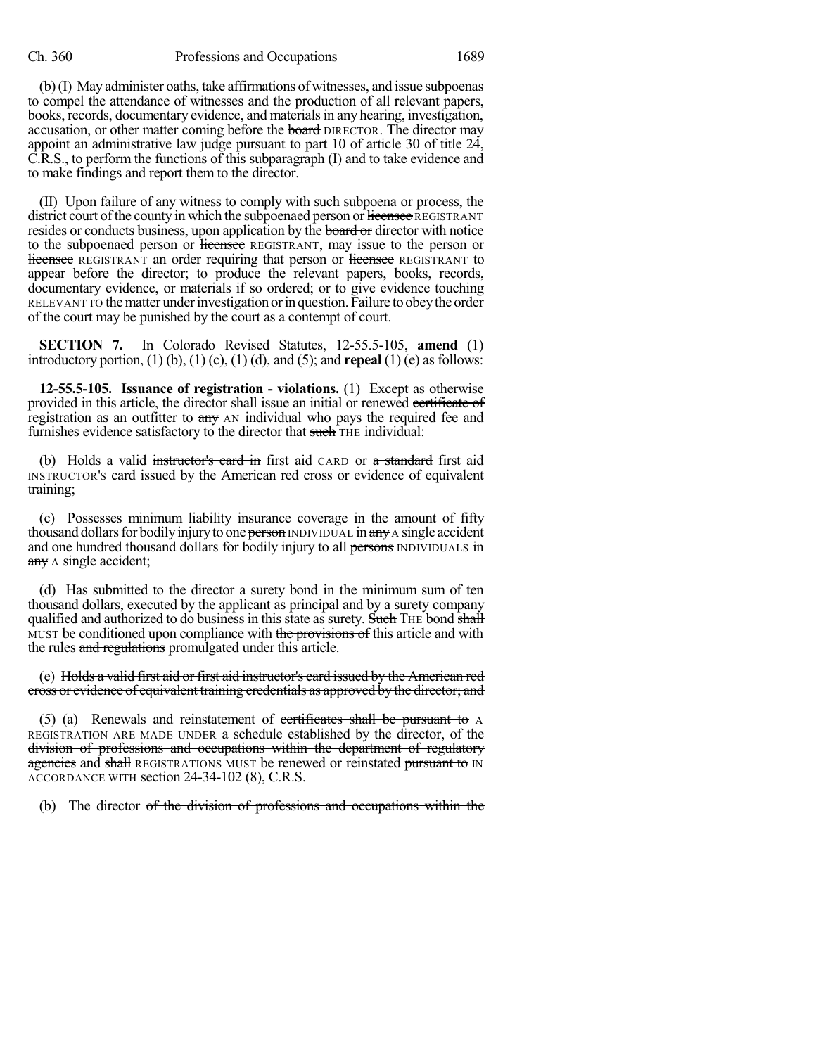(b) (I) May administer oaths, take affirmations of witnesses, and issue subpoenas to compel the attendance of witnesses and the production of all relevant papers, books, records, documentary evidence, and materials in any hearing, investigation, accusation, or other matter coming before the ~~board~~ DIRECTOR. The director may appoint an administrative law judge pursuant to part 10 of article 30 of title 24, C.R.S., to perform the functions of this subparagraph (I) and to take evidence and to make findings and report them to the director.

(II) Upon failure of any witness to comply with such subpoena or process, the district court of the county in which the subpoenaed person or ~~licensee~~ REGISTRANT resides or conducts business, upon application by the ~~board or~~ director with notice to the subpoenaed person or ~~licensee~~ REGISTRANT, may issue to the person or ~~licensee~~ REGISTRANT an order requiring that person or ~~licensee~~ REGISTRANT to appear before the director; to produce the relevant papers, books, records, documentary evidence, or materials if so ordered; or to give evidence ~~touching~~ RELEVANT TO the matter under investigation or in question. Failure to obey the order of the court may be punished by the court as a contempt of court.

**SECTION 7.** In Colorado Revised Statutes, 12-55.5-105, **amend** (1) introductory portion, (1) (b), (1) (c), (1) (d), and (5); and **repeal** (1) (e) as follows:

**12-55.5-105. Issuance of registration - violations.** (1) Except as otherwise provided in this article, the director shall issue an initial or renewed ~~certificate of~~ registration as an outfitter to ~~any~~ AN individual who pays the required fee and furnishes evidence satisfactory to the director that ~~such~~ THE individual:

(b) Holds a valid ~~instructor's card in~~ first aid CARD or ~~a standard~~ first aid INSTRUCTOR'S card issued by the American red cross or evidence of equivalent training;

(c) Possesses minimum liability insurance coverage in the amount of fifty thousand dollars for bodily injury to one ~~person~~ INDIVIDUAL in ~~any~~ A single accident and one hundred thousand dollars for bodily injury to all ~~persons~~ INDIVIDUALS in ~~any~~ A single accident;

(d) Has submitted to the director a surety bond in the minimum sum of ten thousand dollars, executed by the applicant as principal and by a surety company qualified and authorized to do business in this state as surety. ~~Such~~ THE bond ~~shall~~ MUST be conditioned upon compliance with ~~the provisions of~~ this article and with the rules ~~and regulations~~ promulgated under this article.

(e) ~~Holds a valid first aid or first aid instructor's card issued by the American red cross or evidence of equivalent training credentials as approved by the director; and~~

(5) (a) Renewals and reinstatement of ~~certificates shall be pursuant to~~ A REGISTRATION ARE MADE UNDER a schedule established by the director, ~~of the division of professions and occupations within the department of regulatory agencies~~ and ~~shall~~ REGISTRATIONS MUST be renewed or reinstated ~~pursuant to~~ IN ACCORDANCE WITH section 24-34-102 (8), C.R.S.

(b) The director ~~of the division of professions and occupations within the~~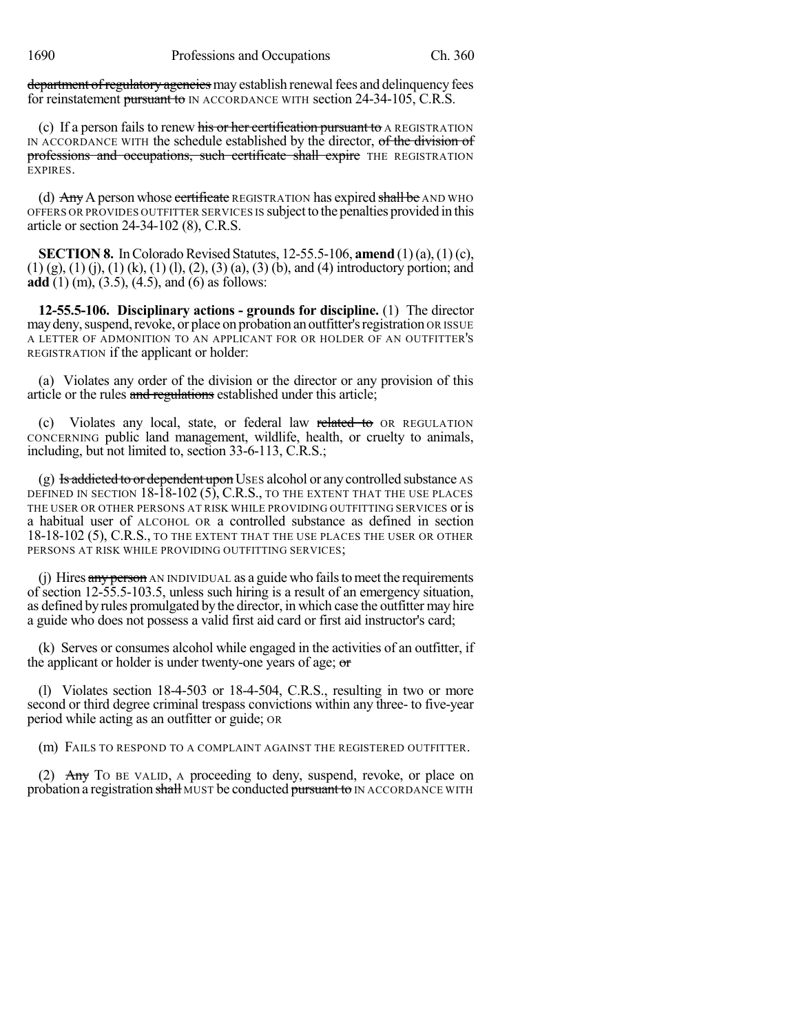department of regulatory agencies may establish renewal fees and delinquency fees for reinstatement pursuant to IN ACCORDANCE WITH section 24-34-105, C.R.S.

(c) If a person fails to renew his or her certification pursuant to A REGISTRATION IN ACCORDANCE WITH the schedule established by the director, of the division of professions and occupations, such certificate shall expire THE REGISTRATION EXPIRES.

(d) Any A person whose certificate REGISTRATION has expired shall be AND WHO OFFERS OR PROVIDES OUTFITTER SERVICES IS subject to the penalties provided in this article or section 24-34-102 (8), C.R.S.

**SECTION 8.** In Colorado Revised Statutes, 12-55.5-106, **amend** (1) (a), (1) (c), (1) (g), (1) (j), (1) (k), (1) (l), (2), (3) (a), (3) (b), and (4) introductory portion; and **add** (1) (m), (3.5), (4.5), and (6) as follows:

**12-55.5-106. Disciplinary actions - grounds for discipline.** (1) The director may deny, suspend, revoke, or place on probation an outfitter's registration OR ISSUE A LETTER OF ADMONITION TO AN APPLICANT FOR OR HOLDER OF AN OUTFITTER'S REGISTRATION if the applicant or holder:

(a) Violates any order of the division or the director or any provision of this article or the rules and regulations established under this article;

(c) Violates any local, state, or federal law related to OR REGULATION CONCERNING public land management, wildlife, health, or cruelty to animals, including, but not limited to, section 33-6-113, C.R.S.;

(g) Is addicted to or dependent upon USES alcohol or any controlled substance AS DEFINED IN SECTION 18-18-102 (5), C.R.S., TO THE EXTENT THAT THE USE PLACES THE USER OR OTHER PERSONS AT RISK WHILE PROVIDING OUTFITTING SERVICES or is a habitual user of ALCOHOL OR a controlled substance as defined in section 18-18-102 (5), C.R.S., TO THE EXTENT THAT THE USE PLACES THE USER OR OTHER PERSONS AT RISK WHILE PROVIDING OUTFITTING SERVICES;

(j) Hires any person AN INDIVIDUAL as a guide who fails to meet the requirements of section 12-55.5-103.5, unless such hiring is a result of an emergency situation, as defined by rules promulgated by the director, in which case the outfitter may hire a guide who does not possess a valid first aid card or first aid instructor's card;

(k) Serves or consumes alcohol while engaged in the activities of an outfitter, if the applicant or holder is under twenty-one years of age; or

(l) Violates section 18-4-503 or 18-4-504, C.R.S., resulting in two or more second or third degree criminal trespass convictions within any three- to five-year period while acting as an outfitter or guide; OR

(m) FAILS TO RESPOND TO A COMPLAINT AGAINST THE REGISTERED OUTFITTER.

(2) Any TO BE VALID, A proceeding to deny, suspend, revoke, or place on probation a registration shall MUST be conducted pursuant to IN ACCORDANCE WITH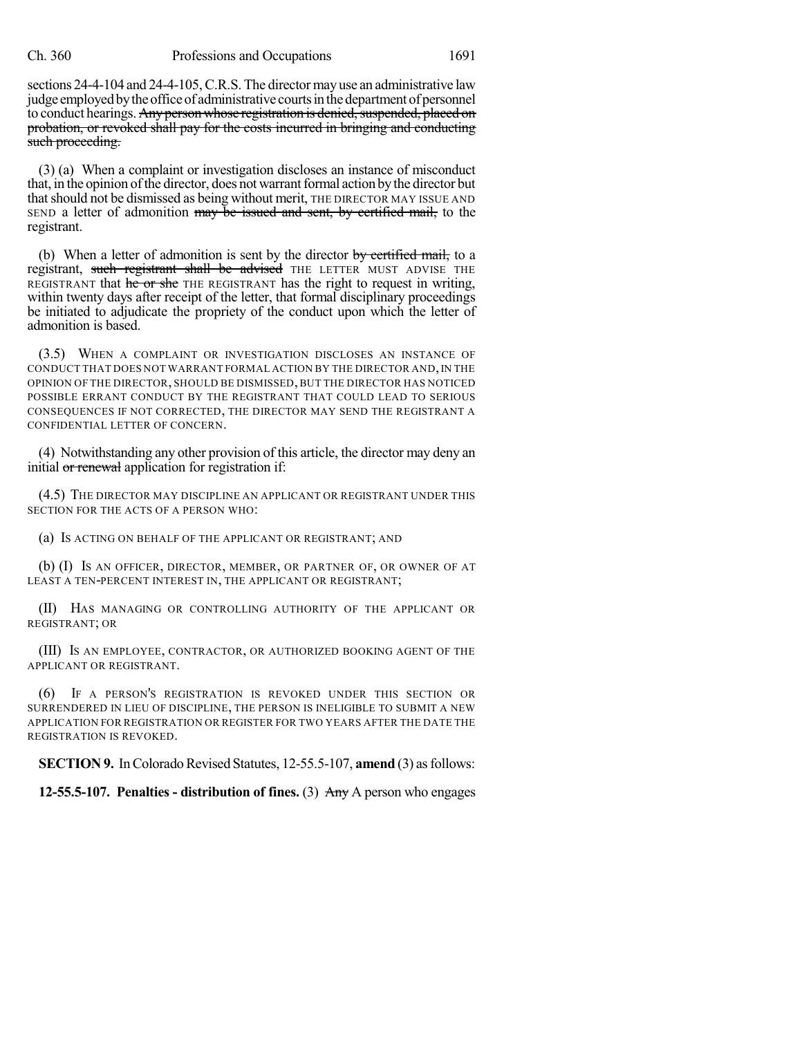sections 24-4-104 and 24-4-105, C.R.S. The director may use an administrative law judge employed by the office of administrative courts in the department of personnel to conduct hearings. ~~Any person whose registration is denied, suspended, placed on probation, or revoked shall pay for the costs incurred in bringing and conducting such proceeding.~~

(3) (a) When a complaint or investigation discloses an instance of misconduct that, in the opinion of the director, does not warrant formal action by the director but that should not be dismissed as being without merit, THE DIRECTOR MAY ISSUE AND SEND a letter of admonition ~~may be issued and sent, by certified mail,~~ to the registrant.

(b) When a letter of admonition is sent by the director ~~by certified mail,~~ to a registrant, ~~such registrant shall be advised~~ THE LETTER MUST ADVISE THE REGISTRANT that ~~he or she~~ THE REGISTRANT has the right to request in writing, within twenty days after receipt of the letter, that formal disciplinary proceedings be initiated to adjudicate the propriety of the conduct upon which the letter of admonition is based.

(3.5) WHEN A COMPLAINT OR INVESTIGATION DISCLOSES AN INSTANCE OF CONDUCT THAT DOES NOT WARRANT FORMAL ACTION BY THE DIRECTOR AND, IN THE OPINION OF THE DIRECTOR, SHOULD BE DISMISSED, BUT THE DIRECTOR HAS NOTICED POSSIBLE ERRANT CONDUCT BY THE REGISTRANT THAT COULD LEAD TO SERIOUS CONSEQUENCES IF NOT CORRECTED, THE DIRECTOR MAY SEND THE REGISTRANT A CONFIDENTIAL LETTER OF CONCERN.

(4) Notwithstanding any other provision of this article, the director may deny an initial ~~or renewal~~ application for registration if:

(4.5) THE DIRECTOR MAY DISCIPLINE AN APPLICANT OR REGISTRANT UNDER THIS SECTION FOR THE ACTS OF A PERSON WHO:

(a) IS ACTING ON BEHALF OF THE APPLICANT OR REGISTRANT; AND

(b) (I) IS AN OFFICER, DIRECTOR, MEMBER, OR PARTNER OF, OR OWNER OF AT LEAST A TEN-PERCENT INTEREST IN, THE APPLICANT OR REGISTRANT;

(II) HAS MANAGING OR CONTROLLING AUTHORITY OF THE APPLICANT OR REGISTRANT; OR

(III) IS AN EMPLOYEE, CONTRACTOR, OR AUTHORIZED BOOKING AGENT OF THE APPLICANT OR REGISTRANT.

(6) IF A PERSON'S REGISTRATION IS REVOKED UNDER THIS SECTION OR SURRENDERED IN LIEU OF DISCIPLINE, THE PERSON IS INELIGIBLE TO SUBMIT A NEW APPLICATION FOR REGISTRATION OR REGISTER FOR TWO YEARS AFTER THE DATE THE REGISTRATION IS REVOKED.

**SECTION 9.** In Colorado Revised Statutes, 12-55.5-107, **amend** (3) as follows:

**12-55.5-107. Penalties - distribution of fines.** (3) ~~Any~~ A person who engages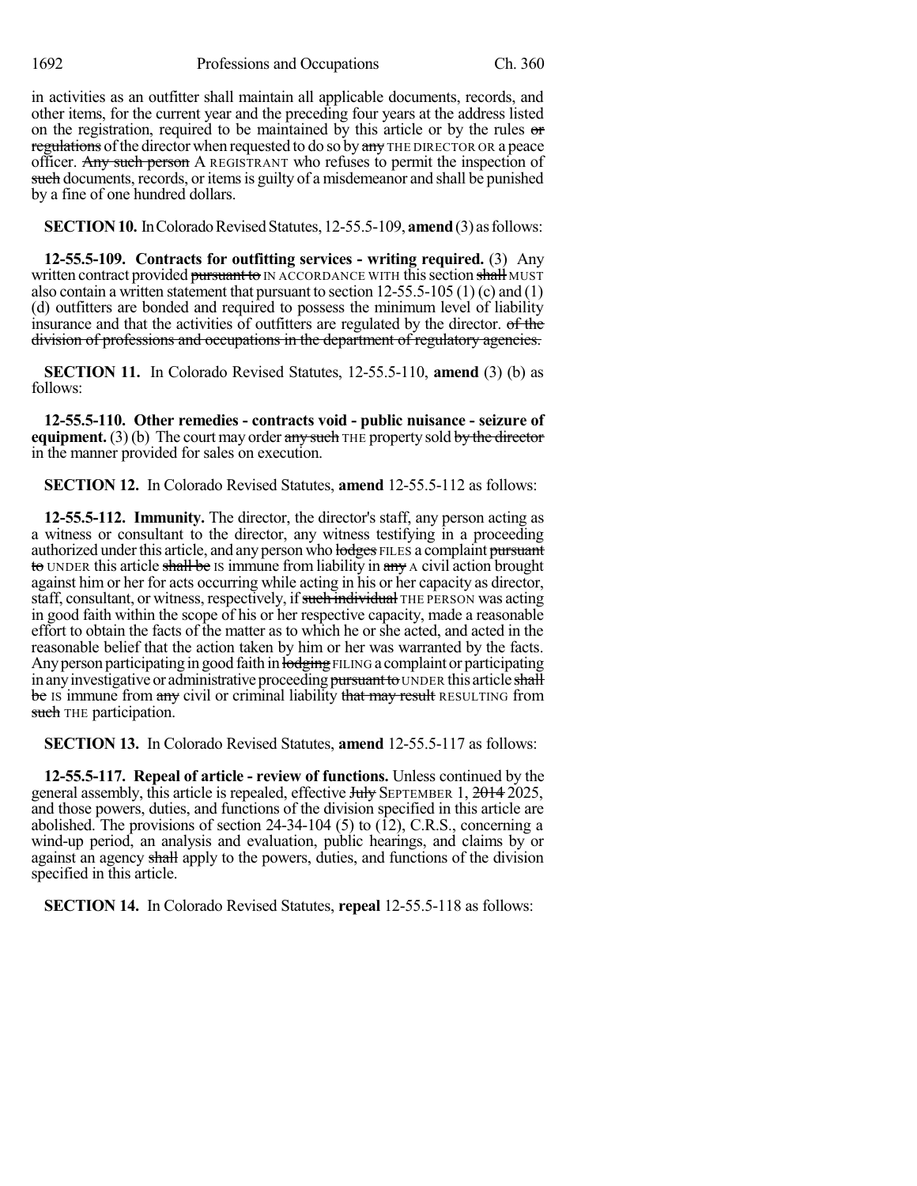in activities as an outfitter shall maintain all applicable documents, records, and other items, for the current year and the preceding four years at the address listed on the registration, required to be maintained by this article or by the rules or regulations of the director when requested to do so by any THE DIRECTOR OR a peace officer. Any such person A REGISTRANT who refuses to permit the inspection of such documents, records, or items is guilty of a misdemeanor and shall be punished by a fine of one hundred dollars.

**SECTION 10.** In Colorado Revised Statutes, 12-55.5-109, **amend** (3) as follows:

**12-55.5-109. Contracts for outfitting services - writing required.** (3) Any written contract provided pursuant to IN ACCORDANCE WITH this section shall MUST also contain a written statement that pursuant to section 12-55.5-105 (1) (c) and (1) (d) outfitters are bonded and required to possess the minimum level of liability insurance and that the activities of outfitters are regulated by the director. of the division of professions and occupations in the department of regulatory agencies.

**SECTION 11.** In Colorado Revised Statutes, 12-55.5-110, **amend** (3) (b) as follows:

**12-55.5-110. Other remedies - contracts void - public nuisance - seizure of equipment.** (3) (b) The court may order any such THE property sold by the director in the manner provided for sales on execution.

**SECTION 12.** In Colorado Revised Statutes, **amend** 12-55.5-112 as follows:

**12-55.5-112. Immunity.** The director, the director's staff, any person acting as a witness or consultant to the director, any witness testifying in a proceeding authorized under this article, and any person who lodges FILES a complaint pursuant to UNDER this article shall be IS immune from liability in any A civil action brought against him or her for acts occurring while acting in his or her capacity as director, staff, consultant, or witness, respectively, if such individual THE PERSON was acting in good faith within the scope of his or her respective capacity, made a reasonable effort to obtain the facts of the matter as to which he or she acted, and acted in the reasonable belief that the action taken by him or her was warranted by the facts. Any person participating in good faith in lodging FILING a complaint or participating in any investigative or administrative proceeding pursuant to UNDER this article shall be IS immune from any civil or criminal liability that may result RESULTING from such THE participation.

**SECTION 13.** In Colorado Revised Statutes, **amend** 12-55.5-117 as follows:

**12-55.5-117. Repeal of article - review of functions.** Unless continued by the general assembly, this article is repealed, effective July SEPTEMBER 1, 2014 2025, and those powers, duties, and functions of the division specified in this article are abolished. The provisions of section 24-34-104 (5) to (12), C.R.S., concerning a wind-up period, an analysis and evaluation, public hearings, and claims by or against an agency shall apply to the powers, duties, and functions of the division specified in this article.

**SECTION 14.** In Colorado Revised Statutes, **repeal** 12-55.5-118 as follows: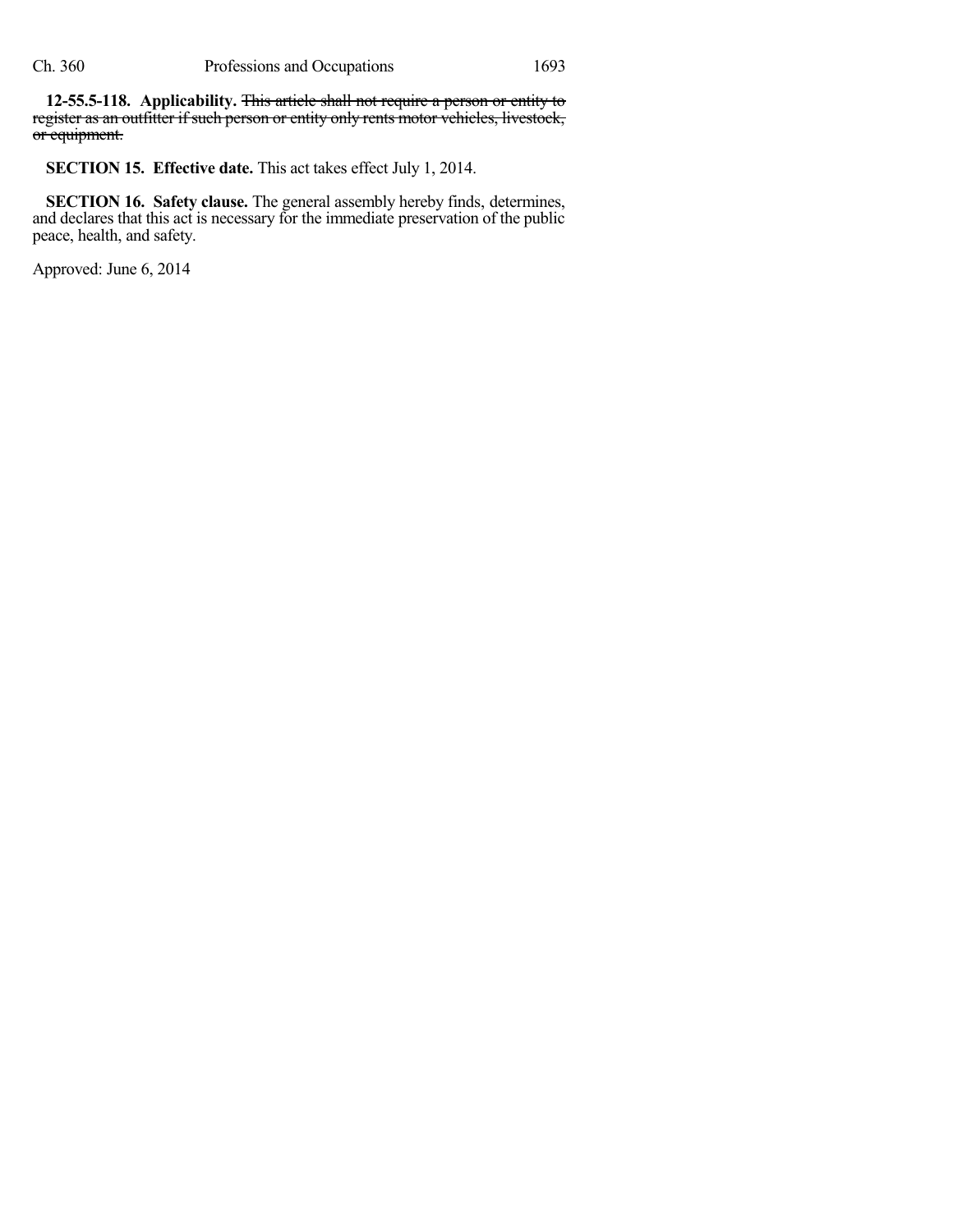**12-55.5-118. Applicability.** ~~This article shall not require a person or entity to register as an outfitter if such person or entity only rents motor vehicles, livestock, or equipment.~~

**SECTION 15. Effective date.** This act takes effect July 1, 2014.

**SECTION 16. Safety clause.** The general assembly hereby finds, determines, and declares that this act is necessary for the immediate preservation of the public peace, health, and safety.

Approved: June 6, 2014